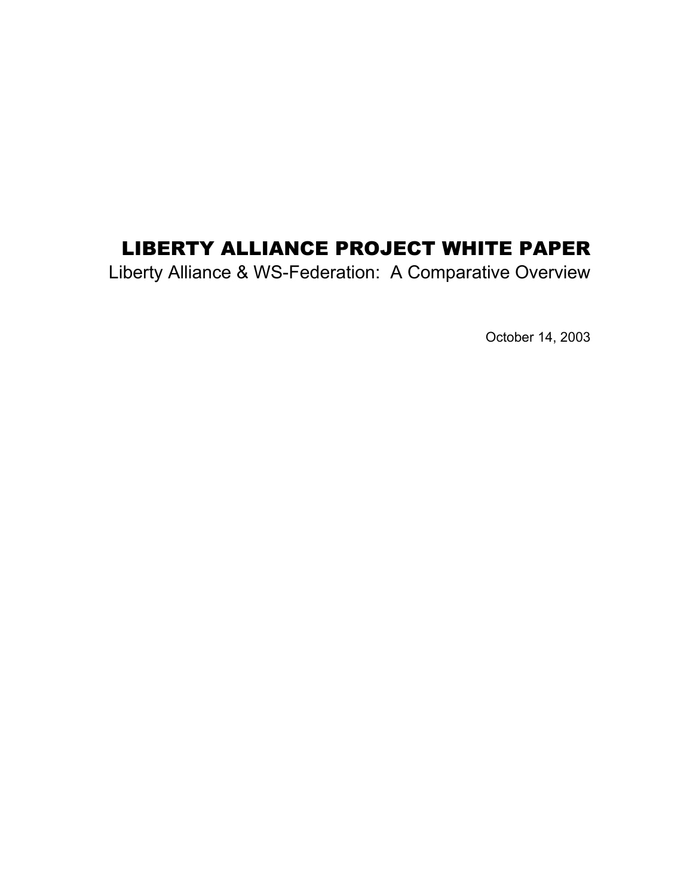# LIBERTY ALLIANCE PROJECT WHITE PAPER

Liberty Alliance & WS-Federation: A Comparative Overview

October 14, 2003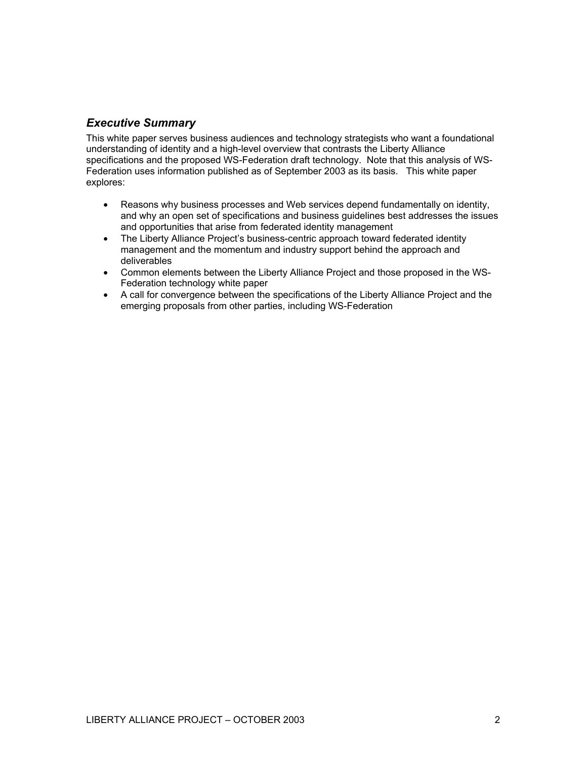## *Executive Summary*

This white paper serves business audiences and technology strategists who want a foundational understanding of identity and a high-level overview that contrasts the Liberty Alliance specifications and the proposed WS-Federation draft technology. Note that this analysis of WS-Federation uses information published as of September 2003 as its basis. This white paper explores:

- Reasons why business processes and Web services depend fundamentally on identity, and why an open set of specifications and business guidelines best addresses the issues and opportunities that arise from federated identity management
- The Liberty Alliance Project's business-centric approach toward federated identity management and the momentum and industry support behind the approach and deliverables
- Common elements between the Liberty Alliance Project and those proposed in the WS-Federation technology white paper
- A call for convergence between the specifications of the Liberty Alliance Project and the emerging proposals from other parties, including WS-Federation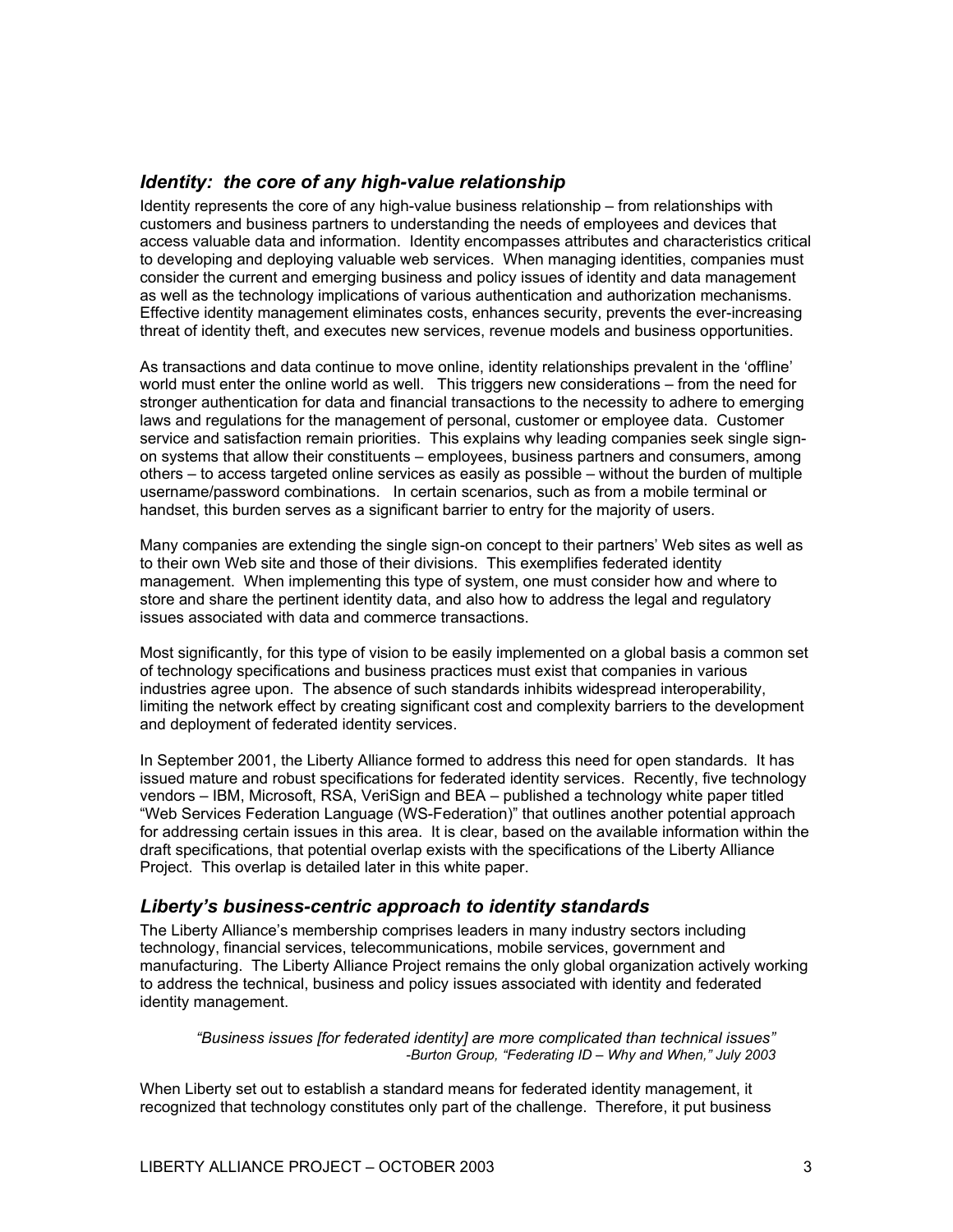## *Identity: the core of any high-value relationship*

Identity represents the core of any high-value business relationship – from relationships with customers and business partners to understanding the needs of employees and devices that access valuable data and information. Identity encompasses attributes and characteristics critical to developing and deploying valuable web services. When managing identities, companies must consider the current and emerging business and policy issues of identity and data management as well as the technology implications of various authentication and authorization mechanisms. Effective identity management eliminates costs, enhances security, prevents the ever-increasing threat of identity theft, and executes new services, revenue models and business opportunities.

As transactions and data continue to move online, identity relationships prevalent in the 'offline' world must enter the online world as well. This triggers new considerations – from the need for stronger authentication for data and financial transactions to the necessity to adhere to emerging laws and regulations for the management of personal, customer or employee data. Customer service and satisfaction remain priorities. This explains why leading companies seek single sign-on systems that allow their constituents – employees, business partners and consumers, among others – to access targeted online services as easily as possible – without the burden of multiple username/password combinations. In certain scenarios, such as from a mobile terminal or handset, this burden serves as a significant barrier to entry for the majority of users.

Many companies are extending the single sign-on concept to their partners' Web sites as well as to their own Web site and those of their divisions. This exemplifies federated identity management. When implementing this type of system, one must consider how and where to store and share the pertinent identity data, and also how to address the legal and regulatory issues associated with data and commerce transactions.

Most significantly, for this type of vision to be easily implemented on a global basis a common set of technology specifications and business practices must exist that companies in various industries agree upon. The absence of such standards inhibits widespread interoperability, limiting the network effect by creating significant cost and complexity barriers to the development and deployment of federated identity services.

In September 2001, the Liberty Alliance formed to address this need for open standards. It has issued mature and robust specifications for federated identity services. Recently, five technology vendors – IBM, Microsoft, RSA, VeriSign and BEA – published a technology white paper titled "Web Services Federation Language (WS-Federation)" that outlines another potential approach for addressing certain issues in this area. It is clear, based on the available information within the draft specifications, that potential overlap exists with the specifications of the Liberty Alliance Project. This overlap is detailed later in this white paper.

## *Liberty's business-centric approach to identity standards*

The Liberty Alliance's membership comprises leaders in many industry sectors including technology, financial services, telecommunications, mobile services, government and manufacturing. The Liberty Alliance Project remains the only global organization actively working to address the technical, business and policy issues associated with identity and federated identity management.

> *"Business issues [for federated identity] are more complicated than technical issues"*
> *-Burton Group, "Federating ID – Why and When," July 2003*

When Liberty set out to establish a standard means for federated identity management, it recognized that technology constitutes only part of the challenge. Therefore, it put business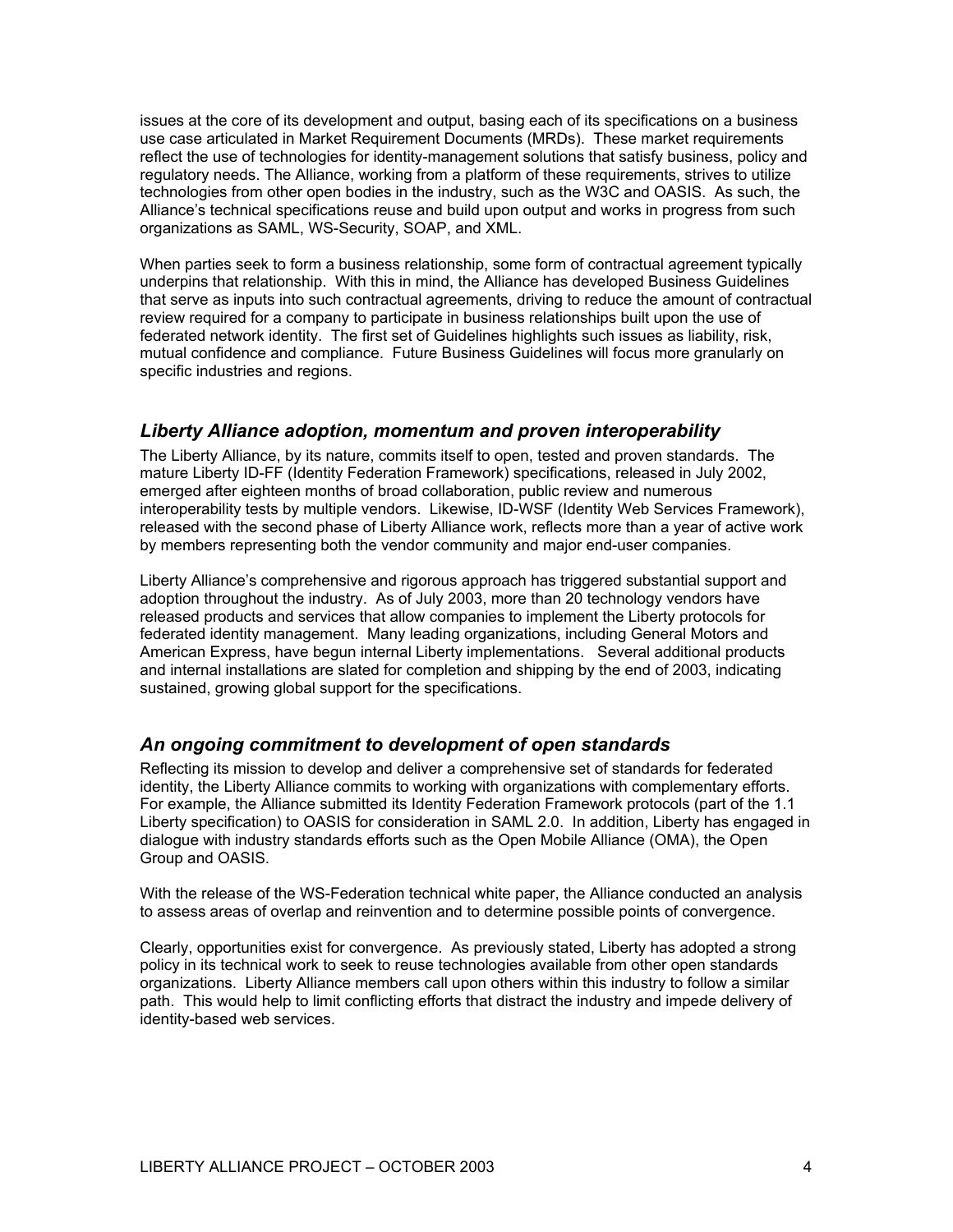issues at the core of its development and output, basing each of its specifications on a business use case articulated in Market Requirement Documents (MRDs). These market requirements reflect the use of technologies for identity-management solutions that satisfy business, policy and regulatory needs. The Alliance, working from a platform of these requirements, strives to utilize technologies from other open bodies in the industry, such as the W3C and OASIS. As such, the Alliance's technical specifications reuse and build upon output and works in progress from such organizations as SAML, WS-Security, SOAP, and XML.

When parties seek to form a business relationship, some form of contractual agreement typically underpins that relationship. With this in mind, the Alliance has developed Business Guidelines that serve as inputs into such contractual agreements, driving to reduce the amount of contractual review required for a company to participate in business relationships built upon the use of federated network identity. The first set of Guidelines highlights such issues as liability, risk, mutual confidence and compliance. Future Business Guidelines will focus more granularly on specific industries and regions.

## *Liberty Alliance adoption, momentum and proven interoperability*

The Liberty Alliance, by its nature, commits itself to open, tested and proven standards. The mature Liberty ID-FF (Identity Federation Framework) specifications, released in July 2002, emerged after eighteen months of broad collaboration, public review and numerous interoperability tests by multiple vendors. Likewise, ID-WSF (Identity Web Services Framework), released with the second phase of Liberty Alliance work, reflects more than a year of active work by members representing both the vendor community and major end-user companies.

Liberty Alliance's comprehensive and rigorous approach has triggered substantial support and adoption throughout the industry. As of July 2003, more than 20 technology vendors have released products and services that allow companies to implement the Liberty protocols for federated identity management. Many leading organizations, including General Motors and American Express, have begun internal Liberty implementations. Several additional products and internal installations are slated for completion and shipping by the end of 2003, indicating sustained, growing global support for the specifications.

## *An ongoing commitment to development of open standards*

Reflecting its mission to develop and deliver a comprehensive set of standards for federated identity, the Liberty Alliance commits to working with organizations with complementary efforts. For example, the Alliance submitted its Identity Federation Framework protocols (part of the 1.1 Liberty specification) to OASIS for consideration in SAML 2.0. In addition, Liberty has engaged in dialogue with industry standards efforts such as the Open Mobile Alliance (OMA), the Open Group and OASIS.

With the release of the WS-Federation technical white paper, the Alliance conducted an analysis to assess areas of overlap and reinvention and to determine possible points of convergence.

Clearly, opportunities exist for convergence. As previously stated, Liberty has adopted a strong policy in its technical work to seek to reuse technologies available from other open standards organizations. Liberty Alliance members call upon others within this industry to follow a similar path. This would help to limit conflicting efforts that distract the industry and impede delivery of identity-based web services.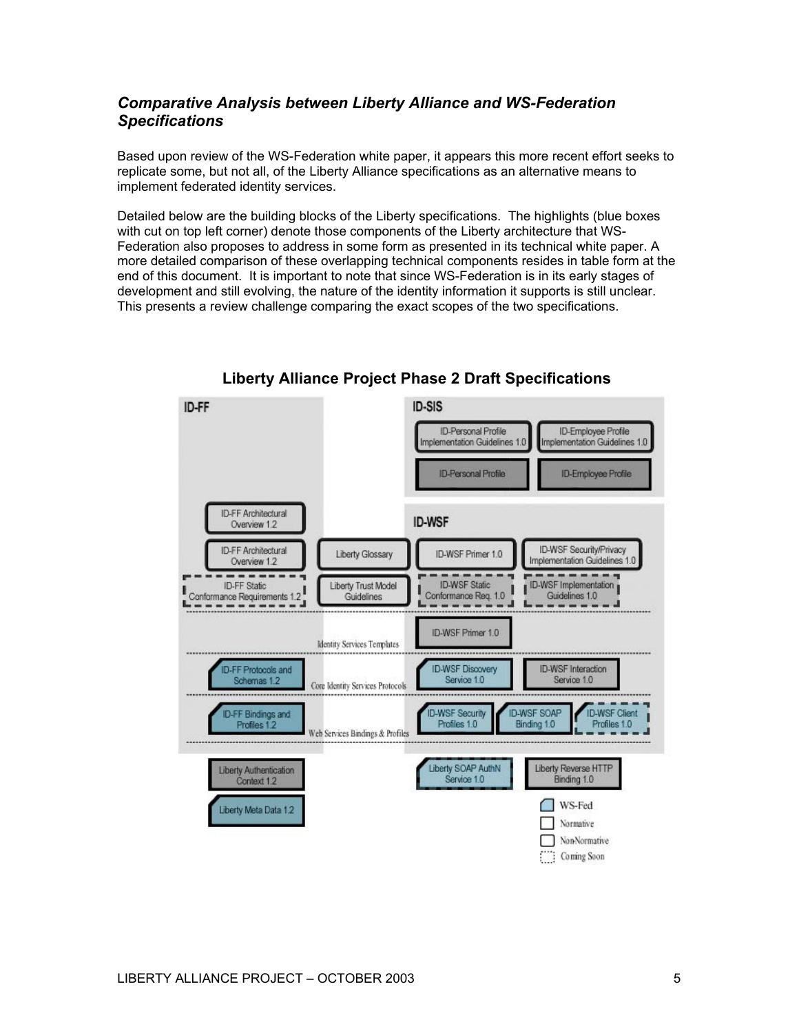### *Comparative Analysis between Liberty Alliance and WS-Federation Specifications*

Based upon review of the WS-Federation white paper, it appears this more recent effort seeks to replicate some, but not all, of the Liberty Alliance specifications as an alternative means to implement federated identity services.

Detailed below are the building blocks of the Liberty specifications. The highlights (blue boxes with cut on top left corner) denote those components of the Liberty architecture that WS-Federation also proposes to address in some form as presented in its technical white paper. A more detailed comparison of these overlapping technical components resides in table form at the end of this document. It is important to note that since WS-Federation is in its early stages of development and still evolving, the nature of the identity information it supports is still unclear. This presents a review challenge comparing the exact scopes of the two specifications.

**Liberty Alliance Project Phase 2 Draft Specifications**

ID-FF

- ID-FF Architectural Overview 1.2
- ID-FF Architectural Overview 1.2
- ID-FF Static Conformance Requirements 1.2
- ID-FF Protocols and Schemas 1.2
- ID-FF Bindings and Profiles 1.2

Liberty Glossary

Liberty Trust Model Guidelines

ID-SIS

- ID-Personal Profile Implementation Guidelines 1.0
- ID-Employee Profile Implementation Guidelines 1.0
- ID-Personal Profile
- ID-Employee Profile

ID-WSF

- ID-WSF Primer 1.0
- ID-WSF Security/Privacy Implementation Guidelines 1.0
- ID-WSF Static Conformance Req. 1.0
- ID-WSF Implementation Guidelines 1.0
- ID-WSF Primer 1.0
- ID-WSF Discovery Service 1.0
- ID-WSF Interaction Service 1.0
- ID-WSF Security Profiles 1.0
- ID-WSF SOAP Binding 1.0
- ID-WSF Client Profiles 1.0

Identity Services Templates

Core Identity Services Protocols

Web Services Bindings & Profiles

- Liberty Authentication Context 1.2
- Liberty Meta Data 1.2
- Liberty SOAP AuthN Service 1.0
- Liberty Reverse HTTP Binding 1.0

Legend: WS-Fed; Normative; Non-Normative; Coming Soon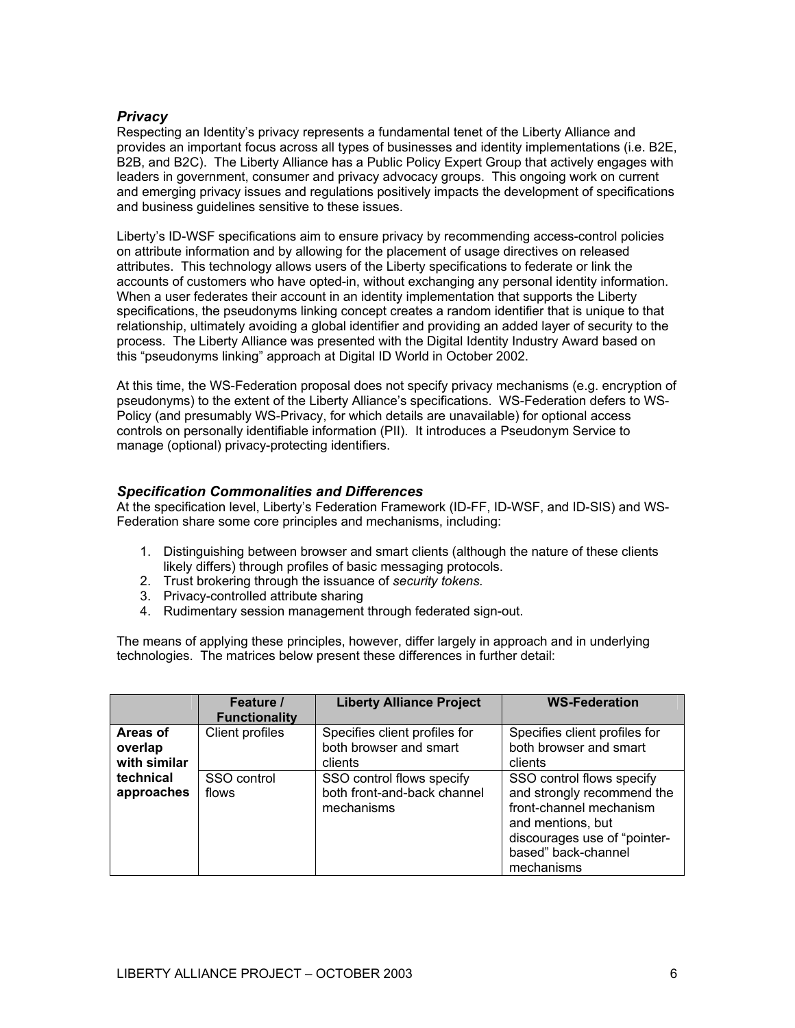### *Privacy*

Respecting an Identity's privacy represents a fundamental tenet of the Liberty Alliance and provides an important focus across all types of businesses and identity implementations (i.e. B2E, B2B, and B2C). The Liberty Alliance has a Public Policy Expert Group that actively engages with leaders in government, consumer and privacy advocacy groups. This ongoing work on current and emerging privacy issues and regulations positively impacts the development of specifications and business guidelines sensitive to these issues.

Liberty's ID-WSF specifications aim to ensure privacy by recommending access-control policies on attribute information and by allowing for the placement of usage directives on released attributes. This technology allows users of the Liberty specifications to federate or link the accounts of customers who have opted-in, without exchanging any personal identity information. When a user federates their account in an identity implementation that supports the Liberty specifications, the pseudonyms linking concept creates a random identifier that is unique to that relationship, ultimately avoiding a global identifier and providing an added layer of security to the process. The Liberty Alliance was presented with the Digital Identity Industry Award based on this "pseudonyms linking" approach at Digital ID World in October 2002.

At this time, the WS-Federation proposal does not specify privacy mechanisms (e.g. encryption of pseudonyms) to the extent of the Liberty Alliance's specifications. WS-Federation defers to WS-Policy (and presumably WS-Privacy, for which details are unavailable) for optional access controls on personally identifiable information (PII). It introduces a Pseudonym Service to manage (optional) privacy-protecting identifiers.

### *Specification Commonalities and Differences*

At the specification level, Liberty's Federation Framework (ID-FF, ID-WSF, and ID-SIS) and WS-Federation share some core principles and mechanisms, including:

1. Distinguishing between browser and smart clients (although the nature of these clients likely differs) through profiles of basic messaging protocols.
2. Trust brokering through the issuance of *security tokens.*
3. Privacy-controlled attribute sharing
4. Rudimentary session management through federated sign-out.

The means of applying these principles, however, differ largely in approach and in underlying technologies. The matrices below present these differences in further detail:

| | Feature / Functionality | Liberty Alliance Project | WS-Federation |
|---|---|---|---|
| **Areas of overlap with similar technical approaches** | Client profiles | Specifies client profiles for both browser and smart clients | Specifies client profiles for both browser and smart clients |
| | SSO control flows | SSO control flows specify both front-and-back channel mechanisms | SSO control flows specify and strongly recommend the front-channel mechanism and mentions, but discourages use of "pointer-based" back-channel mechanisms |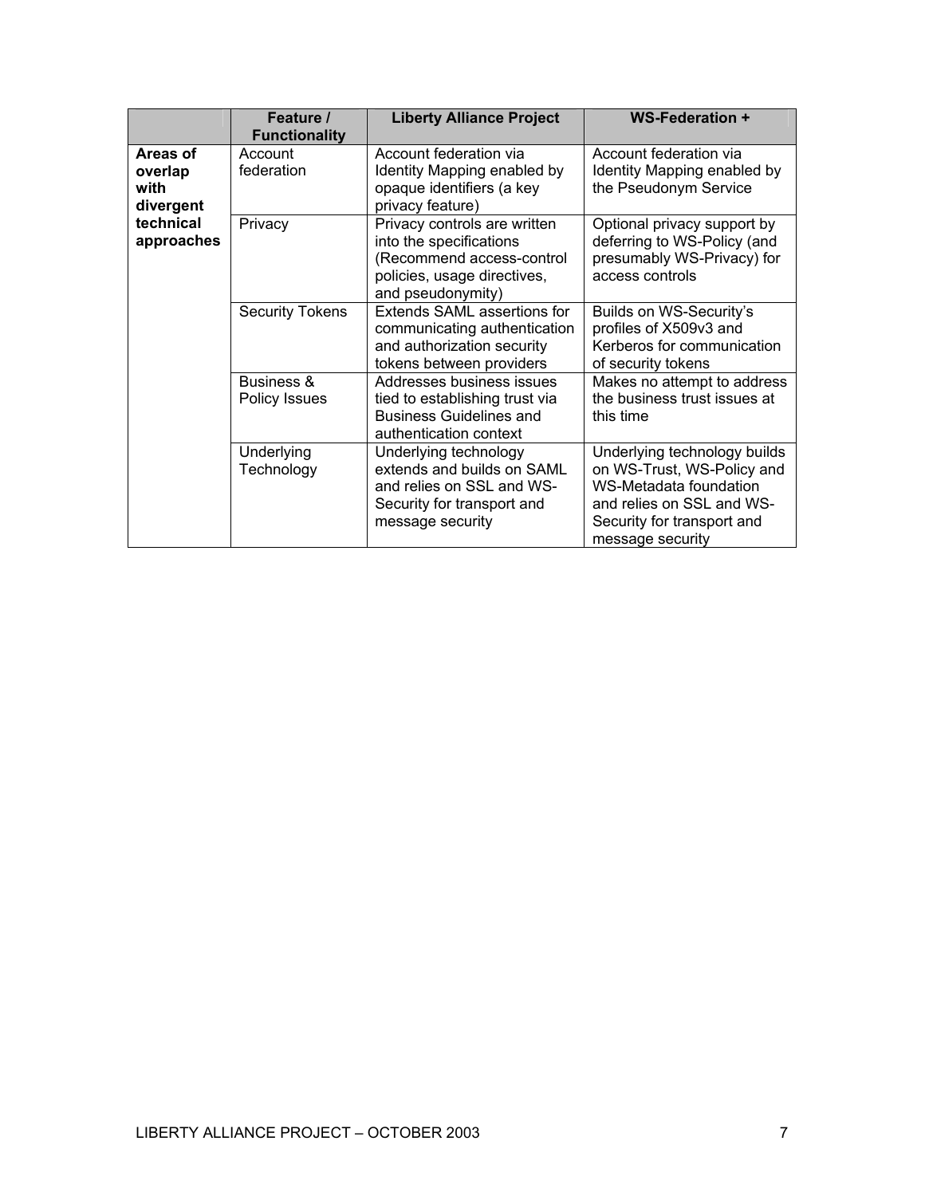| | Feature / Functionality | Liberty Alliance Project | WS-Federation + |
|---|---|---|---|
| **Areas of overlap with divergent technical approaches** | Account federation | Account federation via Identity Mapping enabled by opaque identifiers (a key privacy feature) | Account federation via Identity Mapping enabled by the Pseudonym Service |
| | Privacy | Privacy controls are written into the specifications (Recommend access-control policies, usage directives, and pseudonymity) | Optional privacy support by deferring to WS-Policy (and presumably WS-Privacy) for access controls |
| | Security Tokens | Extends SAML assertions for communicating authentication and authorization security tokens between providers | Builds on WS-Security's profiles of X509v3 and Kerberos for communication of security tokens |
| | Business & Policy Issues | Addresses business issues tied to establishing trust via Business Guidelines and authentication context | Makes no attempt to address the business trust issues at this time |
| | Underlying Technology | Underlying technology extends and builds on SAML and relies on SSL and WS-Security for transport and message security | Underlying technology builds on WS-Trust, WS-Policy and WS-Metadata foundation and relies on SSL and WS-Security for transport and message security |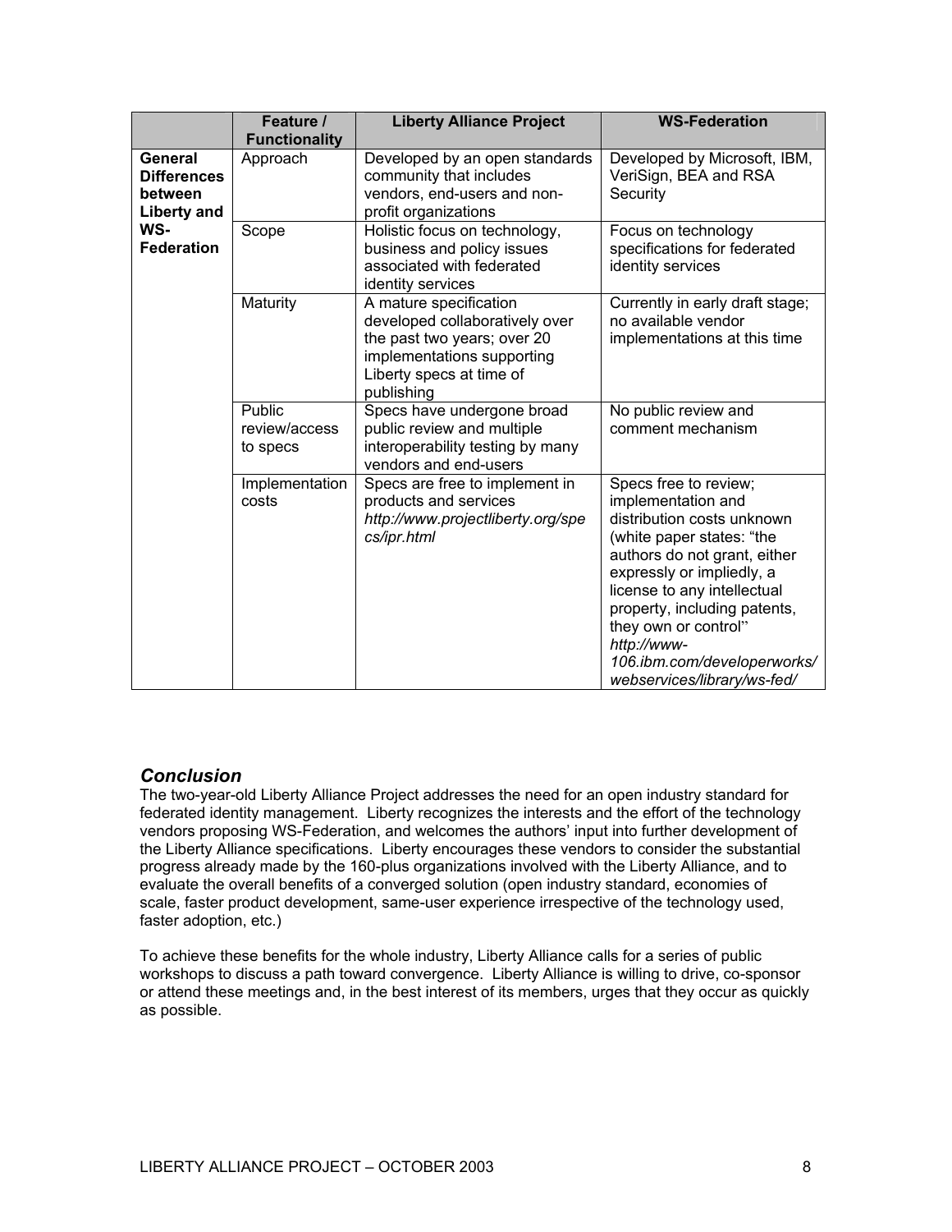| | Feature / Functionality | Liberty Alliance Project | WS-Federation |
|---|---|---|---|
| **General Differences between Liberty and WS-Federation** | Approach | Developed by an open standards community that includes vendors, end-users and non-profit organizations | Developed by Microsoft, IBM, VeriSign, BEA and RSA Security |
| | Scope | Holistic focus on technology, business and policy issues associated with federated identity services | Focus on technology specifications for federated identity services |
| | Maturity | A mature specification developed collaboratively over the past two years; over 20 implementations supporting Liberty specs at time of publishing | Currently in early draft stage; no available vendor implementations at this time |
| | Public review/access to specs | Specs have undergone broad public review and multiple interoperability testing by many vendors and end-users | No public review and comment mechanism |
| | Implementation costs | Specs are free to implement in products and services *http://www.projectliberty.org/specs/ipr.html* | Specs free to review; implementation and distribution costs unknown (white paper states: "the authors do not grant, either expressly or impliedly, a license to any intellectual property, including patents, they own or control" *http://www-106.ibm.com/developerworks/webservices/library/ws-fed/* |

## *Conclusion*

The two-year-old Liberty Alliance Project addresses the need for an open industry standard for federated identity management. Liberty recognizes the interests and the effort of the technology vendors proposing WS-Federation, and welcomes the authors' input into further development of the Liberty Alliance specifications. Liberty encourages these vendors to consider the substantial progress already made by the 160-plus organizations involved with the Liberty Alliance, and to evaluate the overall benefits of a converged solution (open industry standard, economies of scale, faster product development, same-user experience irrespective of the technology used, faster adoption, etc.)

To achieve these benefits for the whole industry, Liberty Alliance calls for a series of public workshops to discuss a path toward convergence. Liberty Alliance is willing to drive, co-sponsor or attend these meetings and, in the best interest of its members, urges that they occur as quickly as possible.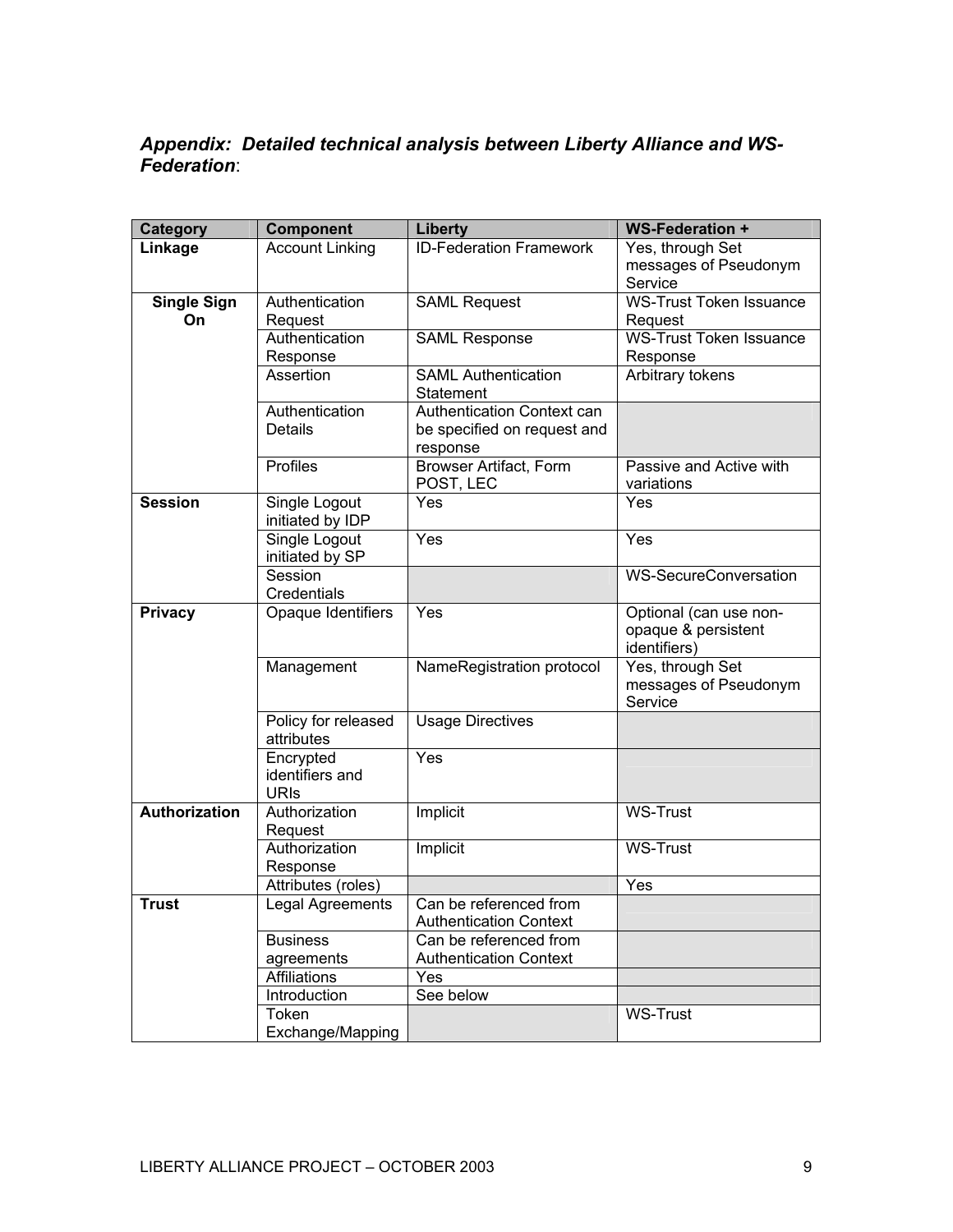***Appendix: Detailed technical analysis between Liberty Alliance and WS-Federation***:

| Category | Component | Liberty | WS-Federation + |
|---|---|---|---|
| **Linkage** | Account Linking | ID-Federation Framework | Yes, through Set messages of Pseudonym Service |
| **Single Sign On** | Authentication Request | SAML Request | WS-Trust Token Issuance Request |
| | Authentication Response | SAML Response | WS-Trust Token Issuance Response |
| | Assertion | SAML Authentication Statement | Arbitrary tokens |
| | Authentication Details | Authentication Context can be specified on request and response | |
| | Profiles | Browser Artifact, Form POST, LEC | Passive and Active with variations |
| **Session** | Single Logout initiated by IDP | Yes | Yes |
| | Single Logout initiated by SP | Yes | Yes |
| | Session Credentials | | WS-SecureConversation |
| **Privacy** | Opaque Identifiers | Yes | Optional (can use non-opaque & persistent identifiers) |
| | Management | NameRegistration protocol | Yes, through Set messages of Pseudonym Service |
| | Policy for released attributes | Usage Directives | |
| | Encrypted identifiers and URIs | Yes | |
| **Authorization** | Authorization Request | Implicit | WS-Trust |
| | Authorization Response | Implicit | WS-Trust |
| | Attributes (roles) | | Yes |
| **Trust** | Legal Agreements | Can be referenced from Authentication Context | |
| | Business agreements | Can be referenced from Authentication Context | |
| | Affiliations | Yes | |
| | Introduction | See below | |
| | Token Exchange/Mapping | | WS-Trust |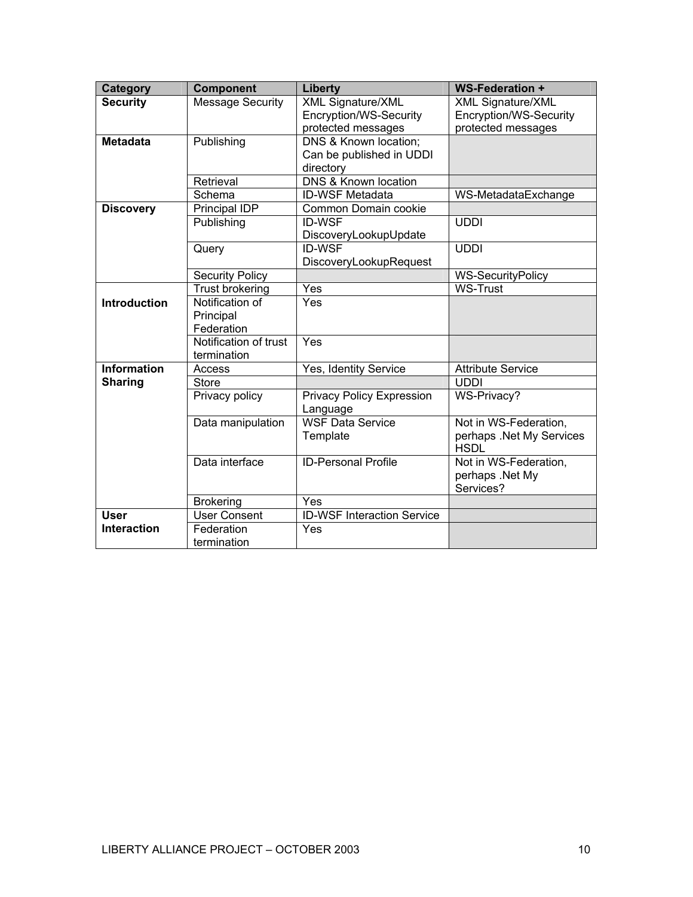| Category | Component | Liberty | WS-Federation + |
|---|---|---|---|
| **Security** | Message Security | XML Signature/XML Encryption/WS-Security protected messages | XML Signature/XML Encryption/WS-Security protected messages |
| **Metadata** | Publishing | DNS & Known location; Can be published in UDDI directory | |
| | Retrieval | DNS & Known location | |
| | Schema | ID-WSF Metadata | WS-MetadataExchange |
| **Discovery** | Principal IDP | Common Domain cookie | |
| | Publishing | ID-WSF DiscoveryLookupUpdate | UDDI |
| | Query | ID-WSF DiscoveryLookupRequest | UDDI |
| | Security Policy | | WS-SecurityPolicy |
| **Introduction** | Trust brokering | Yes | WS-Trust |
| | Notification of Principal Federation | Yes | |
| | Notification of trust termination | Yes | |
| **Information Sharing** | Access | Yes, Identity Service | Attribute Service |
| | Store | | UDDI |
| | Privacy policy | Privacy Policy Expression Language | WS-Privacy? |
| | Data manipulation | WSF Data Service Template | Not in WS-Federation, perhaps .Net My Services HSDL |
| | Data interface | ID-Personal Profile | Not in WS-Federation, perhaps .Net My Services? |
| | Brokering | Yes | |
| **User Interaction** | User Consent | ID-WSF Interaction Service | |
| | Federation termination | Yes | |